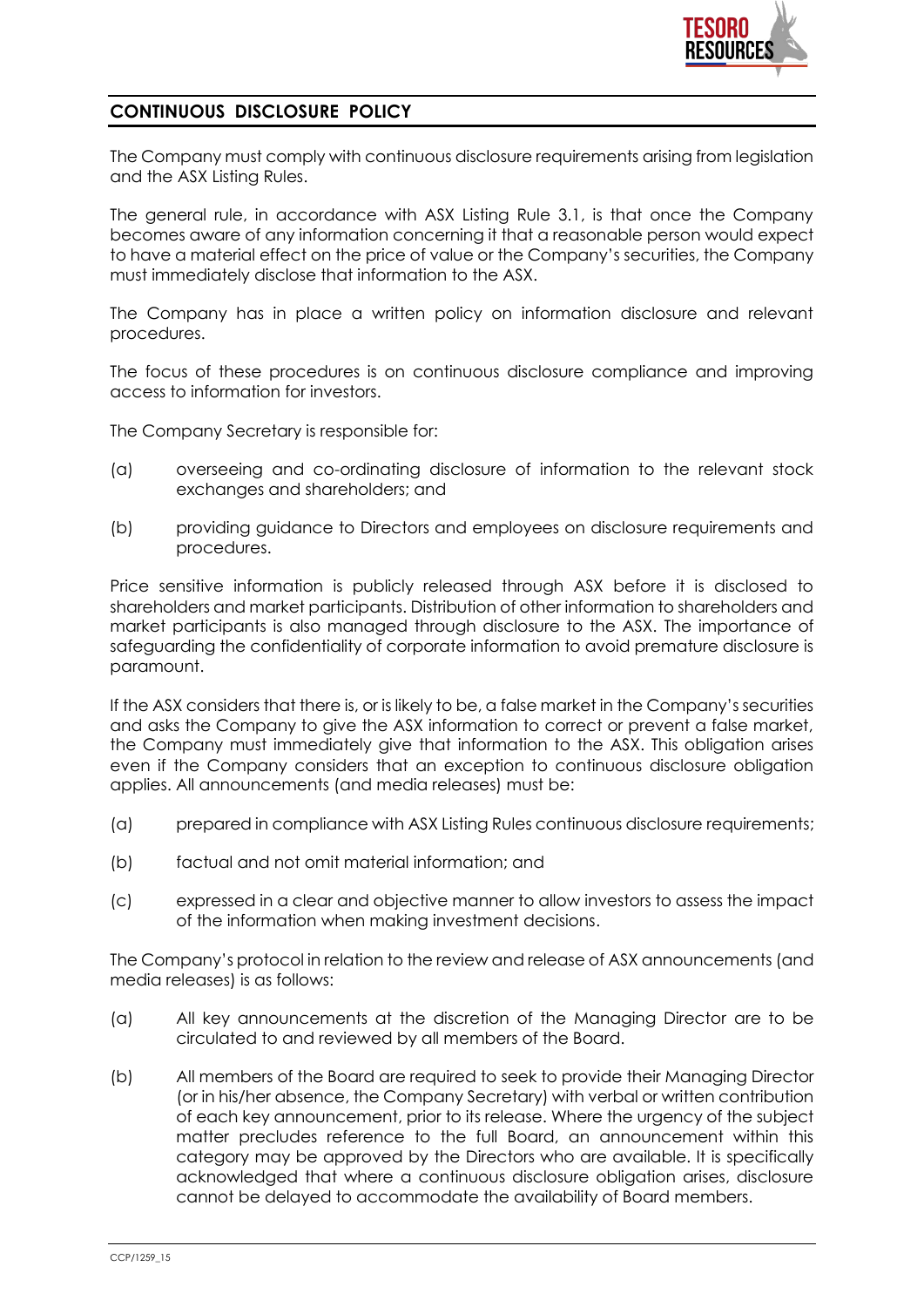## CONTINUOUS DISCLOSURE POLICY

The Company must comply with continuous disclosure requirements arising from legislation and the ASX Listing Rules.

The general rule, in accordance with ASX Listing Rule 3.1, is that once the Company becomes aware of any information concerning it that a reasonable person would expect to have a material effect on the price of value or the Company's securities, the Company must immediately disclose that information to the ASX.

The Company has in place a written policy on information disclosure and relevant procedures.

The focus of these procedures is on continuous disclosure compliance and improving access to information for investors.

The Company Secretary is responsible for:

(a) overseeing and co-ordinating disclosure of information to the relevant stock exchanges and shareholders; and

(b) providing guidance to Directors and employees on disclosure requirements and procedures.

Price sensitive information is publicly released through ASX before it is disclosed to shareholders and market participants. Distribution of other information to shareholders and market participants is also managed through disclosure to the ASX. The importance of safeguarding the confidentiality of corporate information to avoid premature disclosure is paramount.

If the ASX considers that there is, or is likely to be, a false market in the Company's securities and asks the Company to give the ASX information to correct or prevent a false market, the Company must immediately give that information to the ASX. This obligation arises even if the Company considers that an exception to continuous disclosure obligation applies. All announcements (and media releases) must be:

(a) prepared in compliance with ASX Listing Rules continuous disclosure requirements;

(b) factual and not omit material information; and

(c) expressed in a clear and objective manner to allow investors to assess the impact of the information when making investment decisions.

The Company's protocol in relation to the review and release of ASX announcements (and media releases) is as follows:

(a) All key announcements at the discretion of the Managing Director are to be circulated to and reviewed by all members of the Board.

(b) All members of the Board are required to seek to provide their Managing Director (or in his/her absence, the Company Secretary) with verbal or written contribution of each key announcement, prior to its release. Where the urgency of the subject matter precludes reference to the full Board, an announcement within this category may be approved by the Directors who are available. It is specifically acknowledged that where a continuous disclosure obligation arises, disclosure cannot be delayed to accommodate the availability of Board members.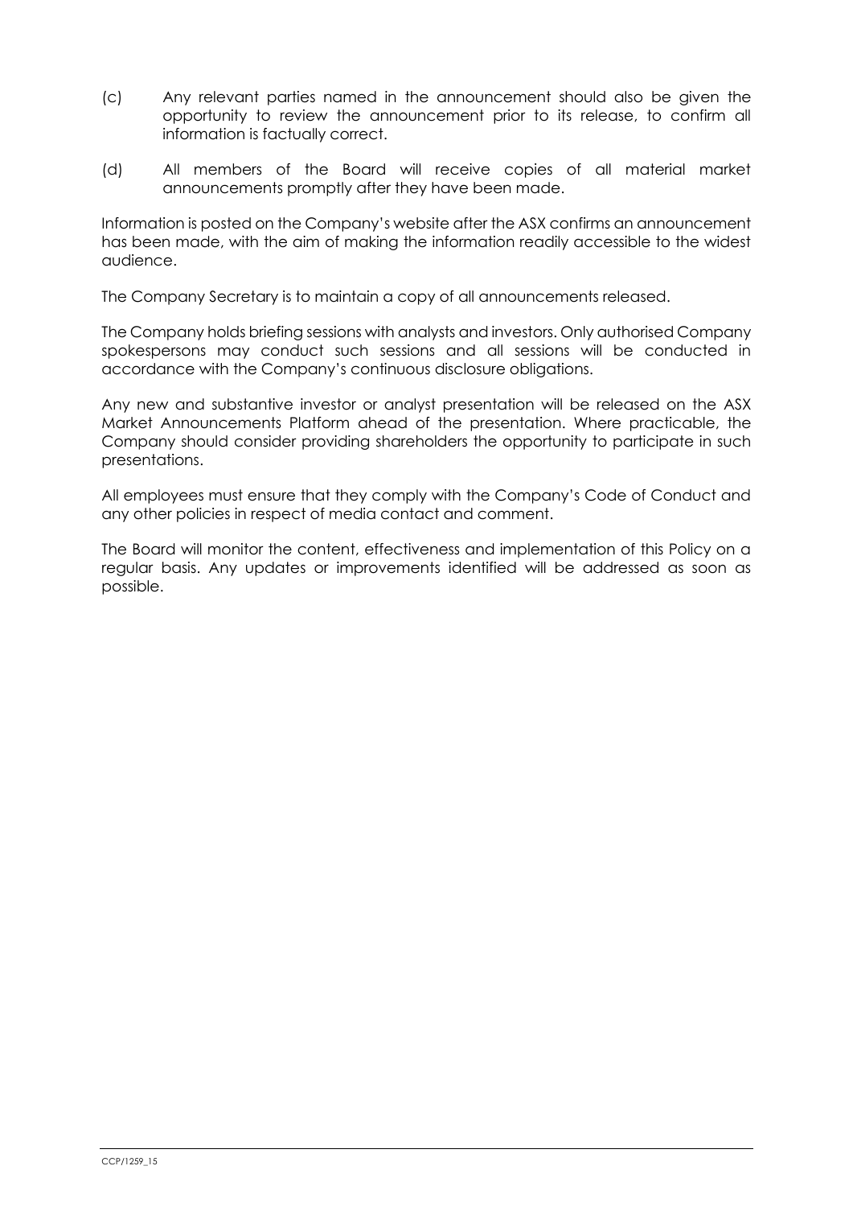(c) Any relevant parties named in the announcement should also be given the opportunity to review the announcement prior to its release, to confirm all information is factually correct.

(d) All members of the Board will receive copies of all material market announcements promptly after they have been made.

Information is posted on the Company's website after the ASX confirms an announcement has been made, with the aim of making the information readily accessible to the widest audience.

The Company Secretary is to maintain a copy of all announcements released.

The Company holds briefing sessions with analysts and investors. Only authorised Company spokespersons may conduct such sessions and all sessions will be conducted in accordance with the Company's continuous disclosure obligations.

Any new and substantive investor or analyst presentation will be released on the ASX Market Announcements Platform ahead of the presentation. Where practicable, the Company should consider providing shareholders the opportunity to participate in such presentations.

All employees must ensure that they comply with the Company's Code of Conduct and any other policies in respect of media contact and comment.

The Board will monitor the content, effectiveness and implementation of this Policy on a regular basis. Any updates or improvements identified will be addressed as soon as possible.